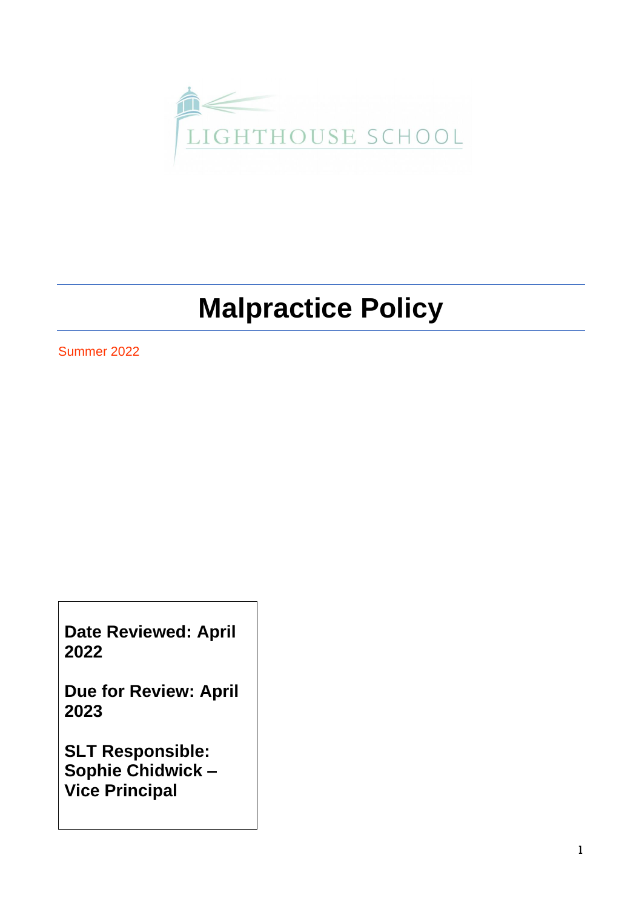LIGHTHOUSE SCHOOL

# Malpractice Policy

Summer 2022

**Date Reviewed: April 2022**

**Due for Review: April 2023**

**SLT Responsible: Sophie Chidwick – Vice Principal**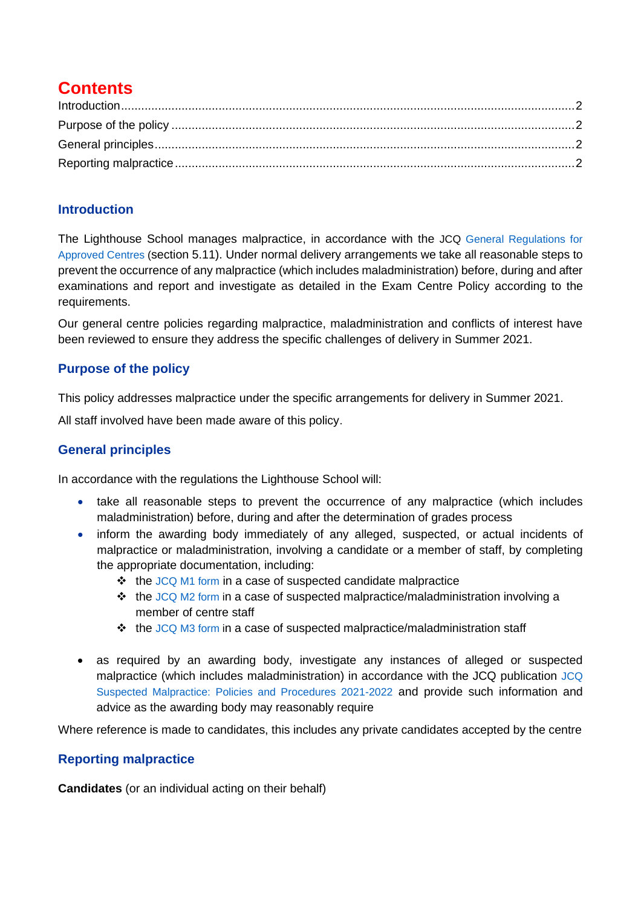# Contents

Introduction .......................................................................................................................... 2
Purpose of the policy ........................................................................................................... 2
General principles ................................................................................................................ 2
Reporting malpractice ........................................................................................................... 2

## Introduction

The Lighthouse School manages malpractice, in accordance with the JCQ General Regulations for Approved Centres (section 5.11). Under normal delivery arrangements we take all reasonable steps to prevent the occurrence of any malpractice (which includes maladministration) before, during and after examinations and report and investigate as detailed in the Exam Centre Policy according to the requirements.

Our general centre policies regarding malpractice, maladministration and conflicts of interest have been reviewed to ensure they address the specific challenges of delivery in Summer 2021.

## Purpose of the policy

This policy addresses malpractice under the specific arrangements for delivery in Summer 2021.

All staff involved have been made aware of this policy.

## General principles

In accordance with the regulations the Lighthouse School will:

- take all reasonable steps to prevent the occurrence of any malpractice (which includes maladministration) before, during and after the determination of grades process
- inform the awarding body immediately of any alleged, suspected, or actual incidents of malpractice or maladministration, involving a candidate or a member of staff, by completing the appropriate documentation, including:
  - the JCQ M1 form in a case of suspected candidate malpractice
  - the JCQ M2 form in a case of suspected malpractice/maladministration involving a member of centre staff
  - the JCQ M3 form in a case of suspected malpractice/maladministration staff
- as required by an awarding body, investigate any instances of alleged or suspected malpractice (which includes maladministration) in accordance with the JCQ publication JCQ Suspected Malpractice: Policies and Procedures 2021-2022 and provide such information and advice as the awarding body may reasonably require

Where reference is made to candidates, this includes any private candidates accepted by the centre

## Reporting malpractice

**Candidates** (or an individual acting on their behalf)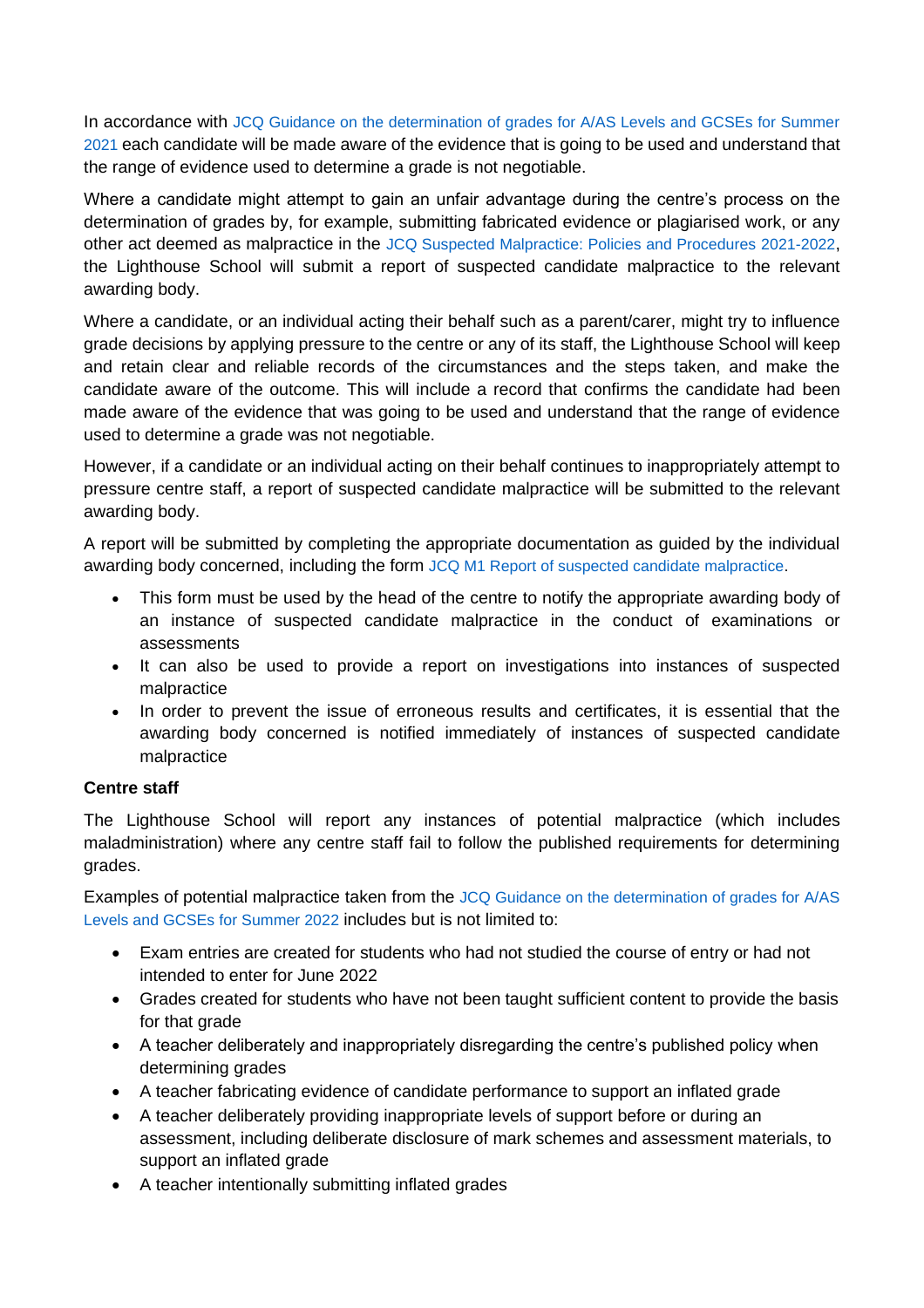In accordance with JCQ Guidance on the determination of grades for A/AS Levels and GCSEs for Summer 2021 each candidate will be made aware of the evidence that is going to be used and understand that the range of evidence used to determine a grade is not negotiable.

Where a candidate might attempt to gain an unfair advantage during the centre's process on the determination of grades by, for example, submitting fabricated evidence or plagiarised work, or any other act deemed as malpractice in the JCQ Suspected Malpractice: Policies and Procedures 2021-2022, the Lighthouse School will submit a report of suspected candidate malpractice to the relevant awarding body.

Where a candidate, or an individual acting their behalf such as a parent/carer, might try to influence grade decisions by applying pressure to the centre or any of its staff, the Lighthouse School will keep and retain clear and reliable records of the circumstances and the steps taken, and make the candidate aware of the outcome. This will include a record that confirms the candidate had been made aware of the evidence that was going to be used and understand that the range of evidence used to determine a grade was not negotiable.

However, if a candidate or an individual acting on their behalf continues to inappropriately attempt to pressure centre staff, a report of suspected candidate malpractice will be submitted to the relevant awarding body.

A report will be submitted by completing the appropriate documentation as guided by the individual awarding body concerned, including the form JCQ M1 Report of suspected candidate malpractice.

- This form must be used by the head of the centre to notify the appropriate awarding body of an instance of suspected candidate malpractice in the conduct of examinations or assessments
- It can also be used to provide a report on investigations into instances of suspected malpractice
- In order to prevent the issue of erroneous results and certificates, it is essential that the awarding body concerned is notified immediately of instances of suspected candidate malpractice

**Centre staff**

The Lighthouse School will report any instances of potential malpractice (which includes maladministration) where any centre staff fail to follow the published requirements for determining grades.

Examples of potential malpractice taken from the JCQ Guidance on the determination of grades for A/AS Levels and GCSEs for Summer 2022 includes but is not limited to:

- Exam entries are created for students who had not studied the course of entry or had not intended to enter for June 2022
- Grades created for students who have not been taught sufficient content to provide the basis for that grade
- A teacher deliberately and inappropriately disregarding the centre's published policy when determining grades
- A teacher fabricating evidence of candidate performance to support an inflated grade
- A teacher deliberately providing inappropriate levels of support before or during an assessment, including deliberate disclosure of mark schemes and assessment materials, to support an inflated grade
- A teacher intentionally submitting inflated grades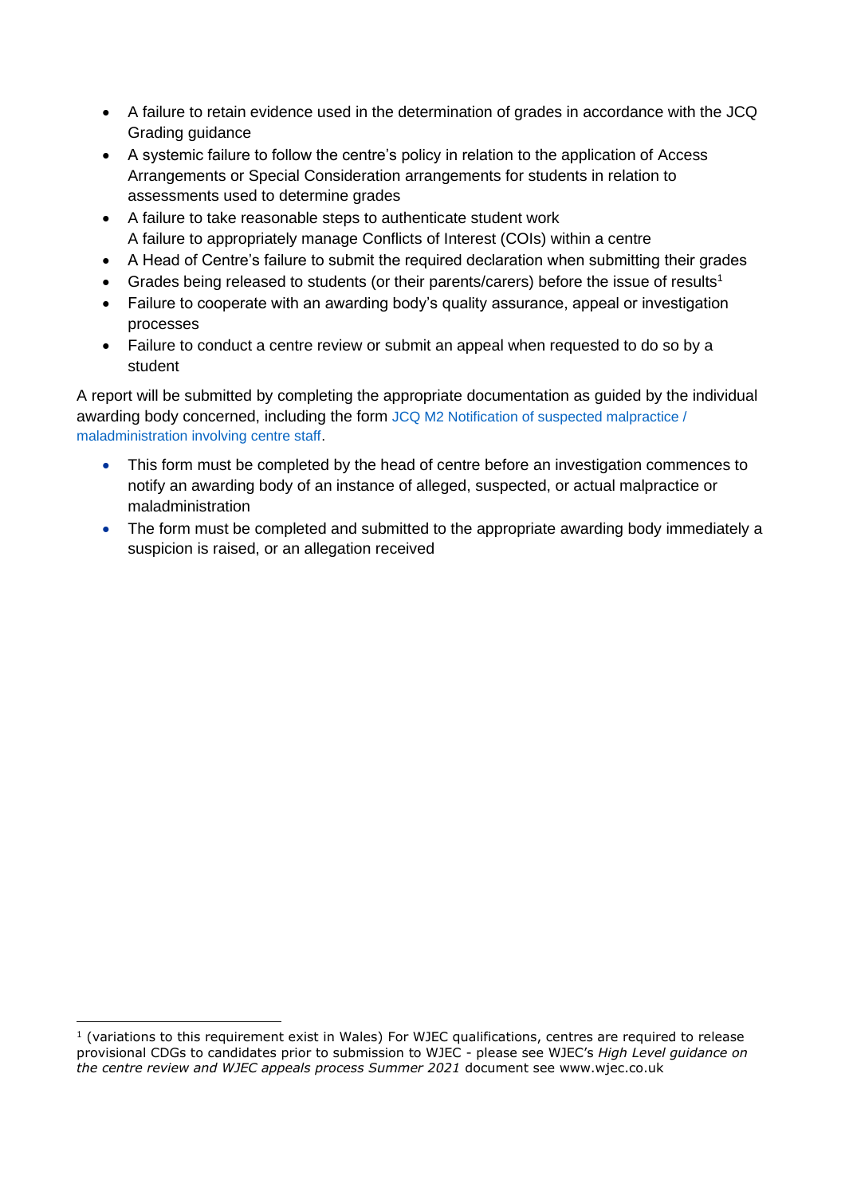- A failure to retain evidence used in the determination of grades in accordance with the JCQ Grading guidance
- A systemic failure to follow the centre's policy in relation to the application of Access Arrangements or Special Consideration arrangements for students in relation to assessments used to determine grades
- A failure to take reasonable steps to authenticate student work
  A failure to appropriately manage Conflicts of Interest (COIs) within a centre
- A Head of Centre's failure to submit the required declaration when submitting their grades
- Grades being released to students (or their parents/carers) before the issue of results[1]
- Failure to cooperate with an awarding body's quality assurance, appeal or investigation processes
- Failure to conduct a centre review or submit an appeal when requested to do so by a student

A report will be submitted by completing the appropriate documentation as guided by the individual awarding body concerned, including the form JCQ M2 Notification of suspected malpractice / maladministration involving centre staff.

- This form must be completed by the head of centre before an investigation commences to notify an awarding body of an instance of alleged, suspected, or actual malpractice or maladministration
- The form must be completed and submitted to the appropriate awarding body immediately a suspicion is raised, or an allegation received

[1] (variations to this requirement exist in Wales) For WJEC qualifications, centres are required to release provisional CDGs to candidates prior to submission to WJEC - please see WJEC's *High Level guidance on the centre review and WJEC appeals process Summer 2021* document see www.wjec.co.uk